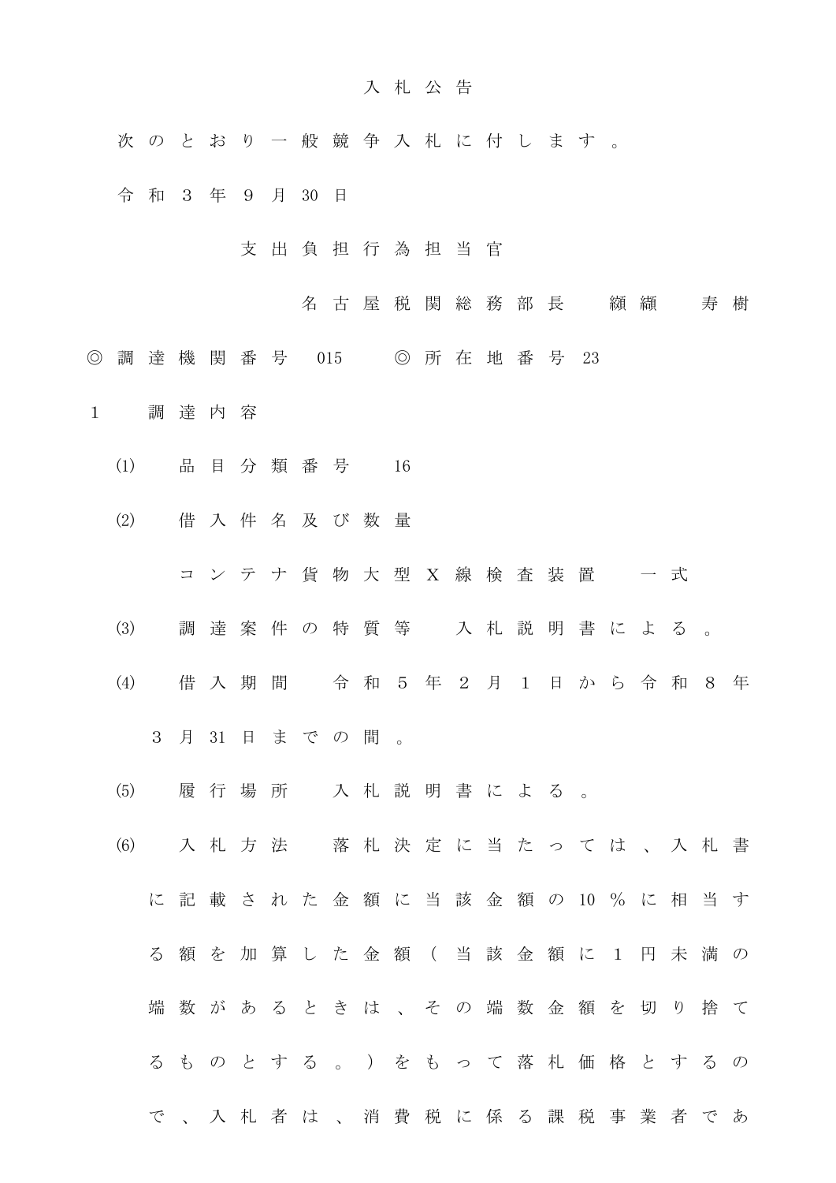# 入札公告

次のとおり一般競争入札に付します。

令和３年９月30日

支出負担行為担当官

名古屋税関総務部長　纐纈　寿樹

◎調達機関番号　015　◎所在地番号　23

１　調達内容

(1)　品目分類番号　16

(2)　借入件名及び数量

コンテナ貨物大型Ｘ線検査装置　一式

(3)　調達案件の特質等　入札説明書による。

(4)　借入期間　令和５年２月１日から令和８年３月31日までの間。

(5)　履行場所　入札説明書による。

(6)　入札方法　落札決定に当たっては、入札書に記載された金額に当該金額の10％に相当する額を加算した金額（当該金額に１円未満の端数があるときは、その端数金額を切り捨てるものとする。）をもって落札価格とするので、入札者は、消費税に係る課税事業者であ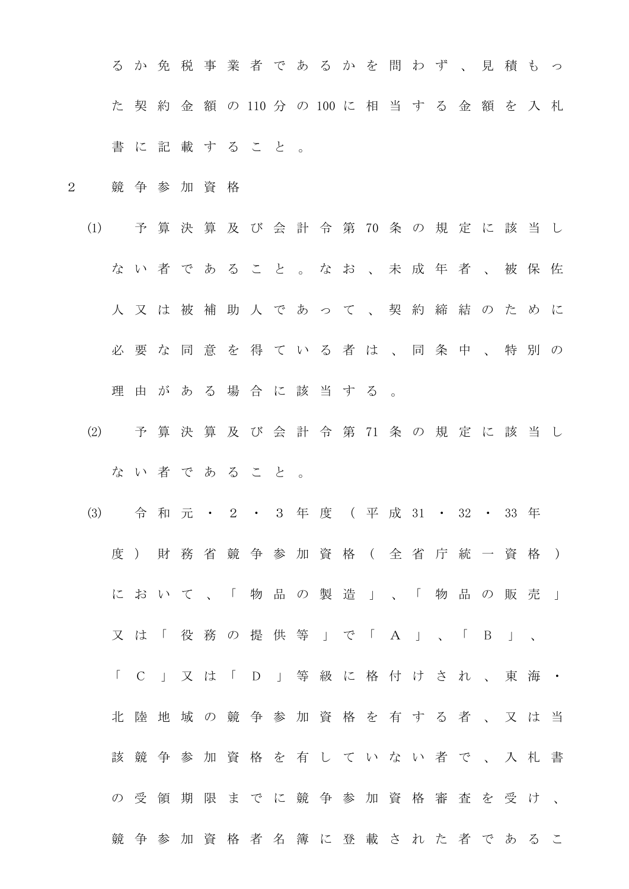るか免税事業者であるかを問わず、見積もった契約金額の110分の100に相当する金額を入札書に記載すること。

2　競争参加資格

(1)　予算決算及び会計令第70条の規定に該当しない者であること。なお、未成年者、被保佐人又は被補助人であって、契約締結のために必要な同意を得ている者は、同条中、特別の理由がある場合に該当する。

(2)　予算決算及び会計令第71条の規定に該当しない者であること。

(3)　令和元・2・3年度（平成31・32・33年度）財務省競争参加資格（全省庁統一資格）において、「物品の製造」、「物品の販売」又は「役務の提供等」で「A」、「B」、「C」又は「D」等級に格付けされ、東海・北陸地域の競争参加資格を有する者、又は当該競争参加資格を有していない者で、入札書の受領期限までに競争参加資格審査を受け、競争参加資格者名簿に登載された者であるこ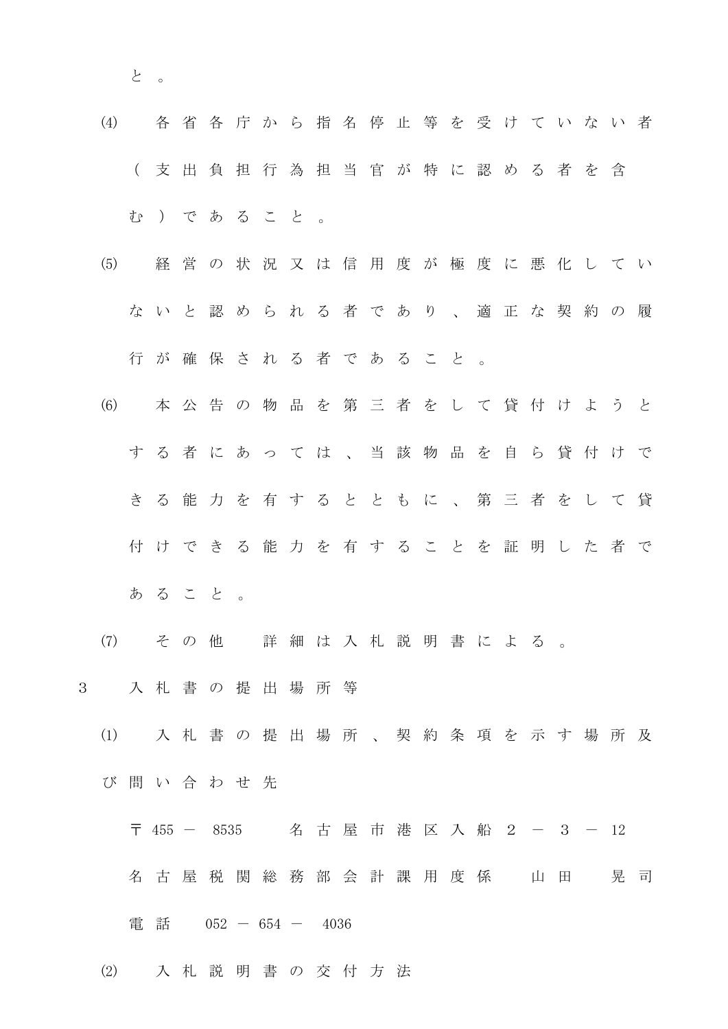と。

⑷　各省各庁から指名停止等を受けていない者（支出負担行為担当官が特に認める者を含む）であること。

⑸　経営の状況又は信用度が極度に悪化していないと認められる者であり、適正な契約の履行が確保される者であること。

⑹　本公告の物品を第三者をして貸付けようとする者にあっては、当該物品を自ら貸付けできる能力を有するとともに、第三者をして貸付けできる能力を有することを証明した者であること。

⑺　その他　詳細は入札説明書による。

3　入札書の提出場所等

⑴　入札書の提出場所、契約条項を示す場所及び問い合わせ先

〒455－8535　名古屋市港区入船２－３－12

名古屋税関総務部会計課用度係　山田　晃司

電話　052－654－4036

⑵　入札説明書の交付方法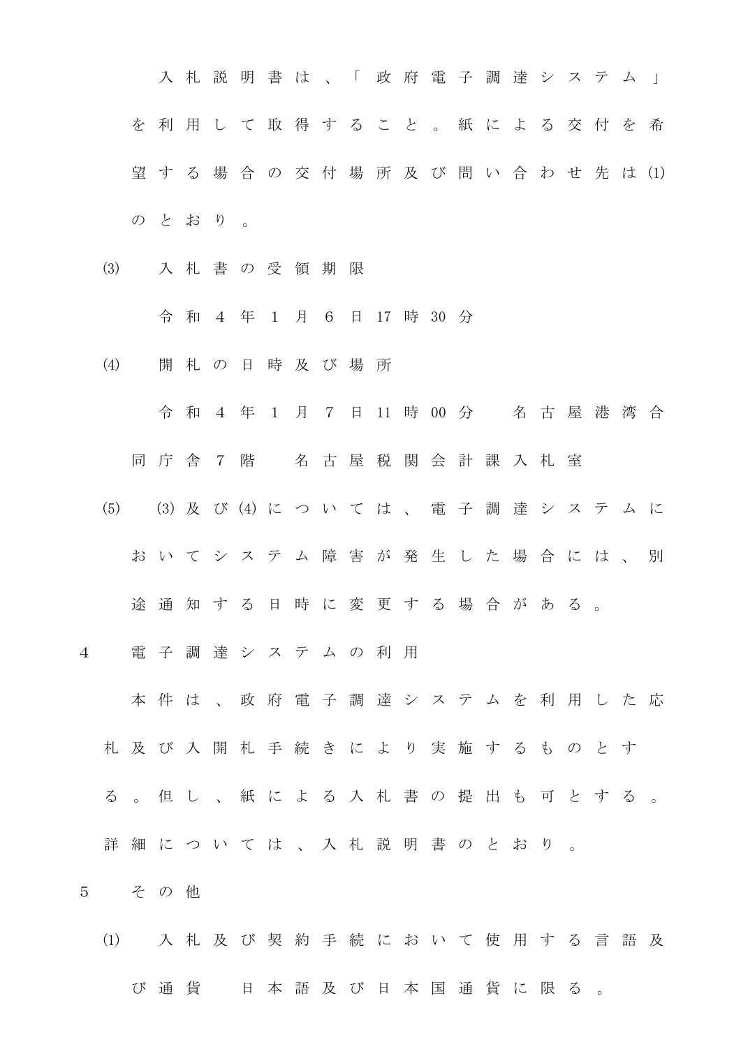入札説明書は、「政府電子調達システム」を利用して取得すること。紙による交付を希望する場合の交付場所及び問い合わせ先は⑴のとおり。

⑶　入札書の受領期限

令和4年1月6日17時30分

⑷　開札の日時及び場所

令和4年1月7日11時00分　名古屋港湾合同庁舎7階　名古屋税関会計課入札室

⑸　⑶及び⑷については、電子調達システムにおいてシステム障害が発生した場合には、別途通知する日時に変更する場合がある。

4　電子調達システムの利用

本件は、政府電子調達システムを利用した応札及び入開札手続きにより実施するものとする。但し、紙による入札書の提出も可とする。詳細については、入札説明書のとおり。

5　その他

⑴　入札及び契約手続において使用する言語及び通貨　日本語及び日本国通貨に限る。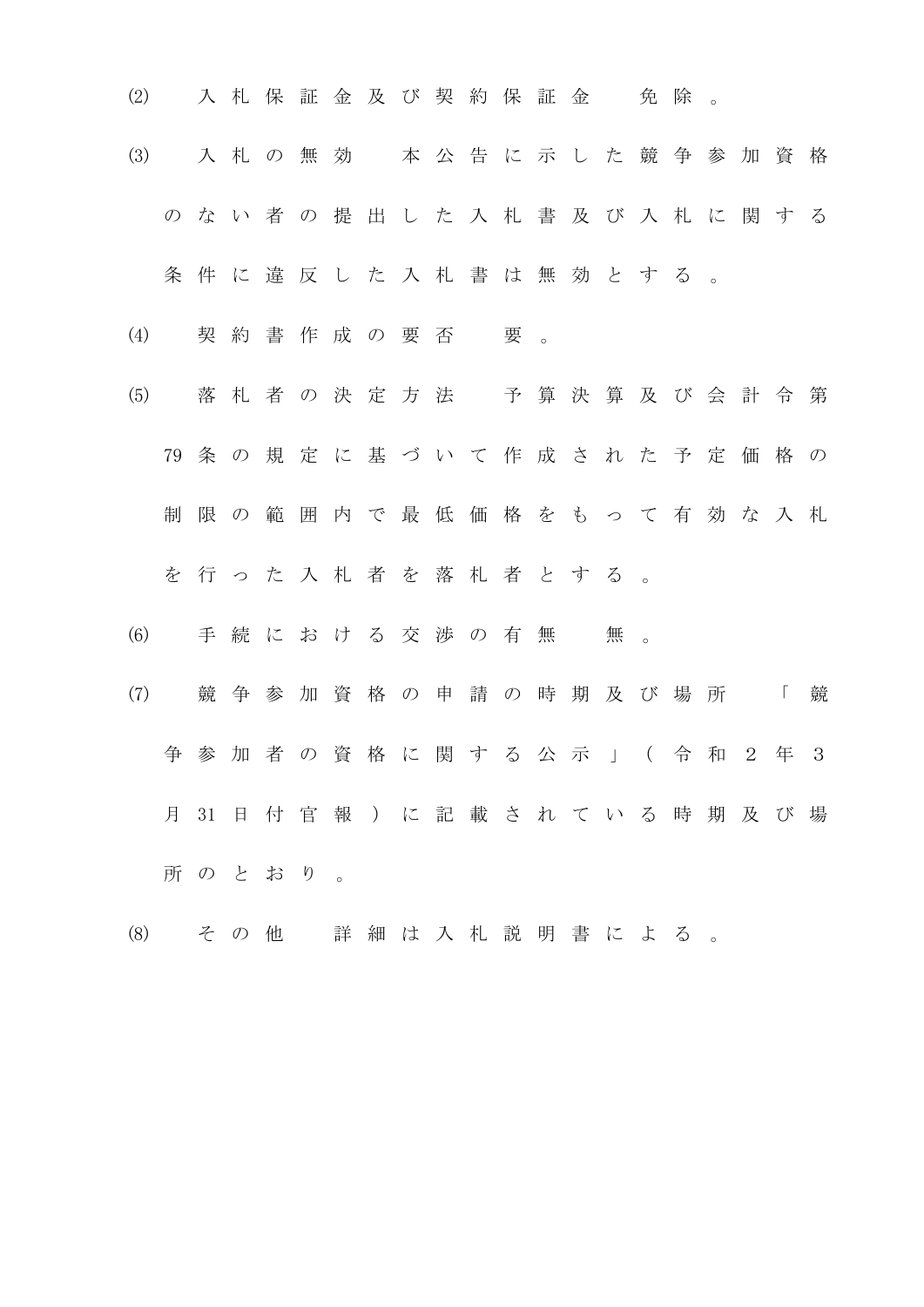⑵　入札保証金及び契約保証金　免除。

⑶　入札の無効　本公告に示した競争参加資格のない者の提出した入札書及び入札に関する条件に違反した入札書は無効とする。

⑷　契約書作成の要否　要。

⑸　落札者の決定方法　予算決算及び会計令第79条の規定に基づいて作成された予定価格の制限の範囲内で最低価格をもって有効な入札を行った入札者を落札者とする。

⑹　手続における交渉の有無　無。

⑺　競争参加資格の申請の時期及び場所　「競争参加者の資格に関する公示」（令和２年３月31日付官報）に記載されている時期及び場所のとおり。

⑻　その他　詳細は入札説明書による。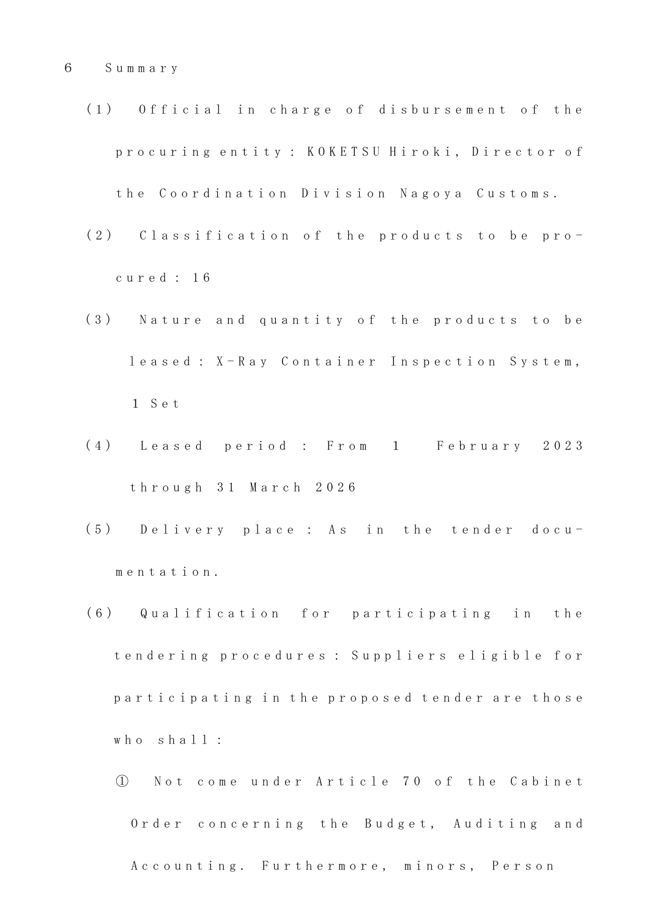6　Summary

(1)　Official in charge of disbursement of the procuring entity : KOKETSU Hiroki, Director of the Coordination Division Nagoya Customs.

(2)　Classification of the products to be procured : 16

(3)　Nature and quantity of the products to be leased : X-Ray Container Inspection System, 1 Set

(4)　Leased period : From 1 February 2023 through 31 March 2026

(5)　Delivery place : As in the tender documentation.

(6)　Qualification for participating in the tendering procedures : Suppliers eligible for participating in the proposed tender are those who shall :

①　Not come under Article 70 of the Cabinet Order concerning the Budget, Auditing and Accounting. Furthermore, minors, Person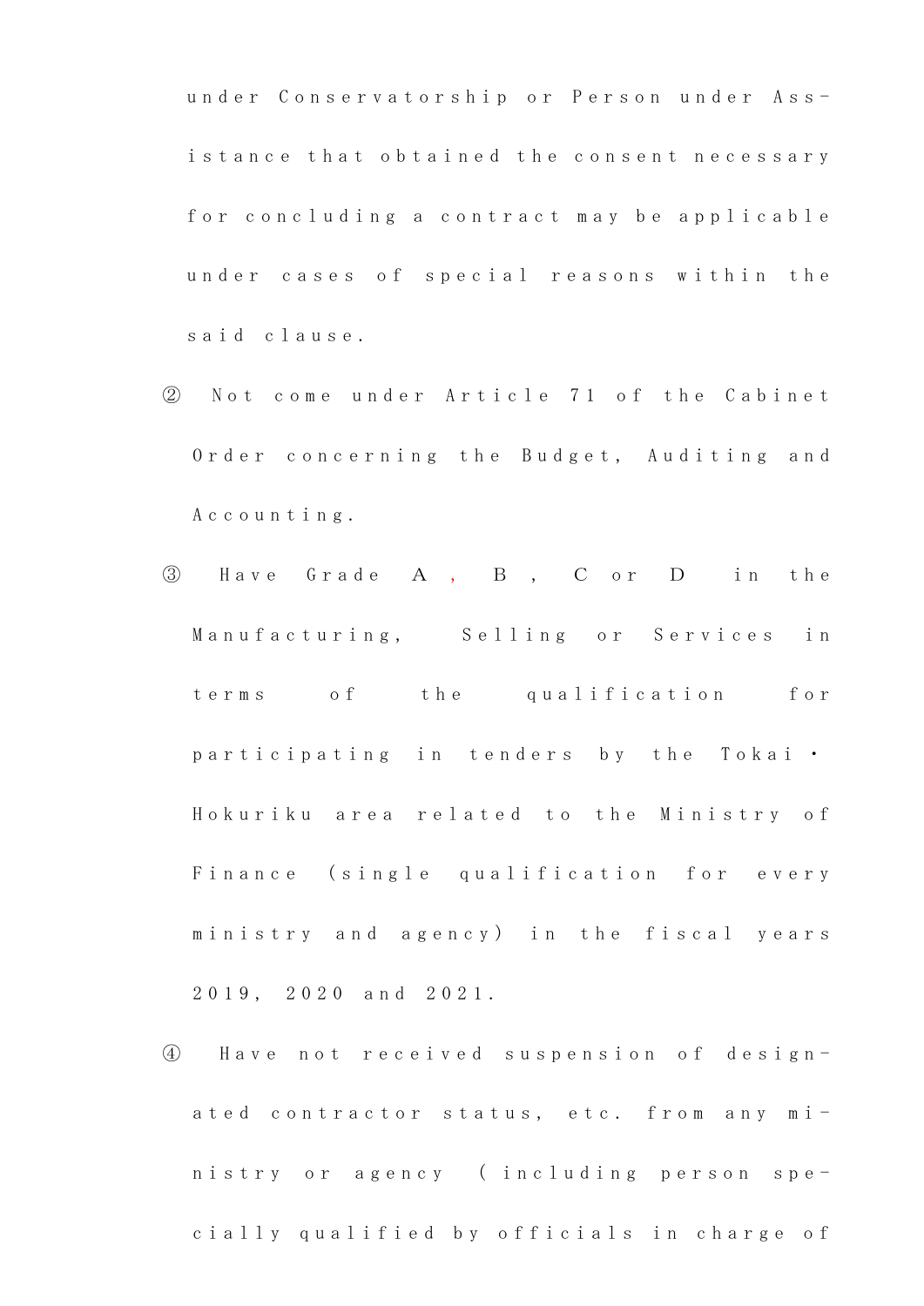under Conservatorship or Person under Assistance that obtained the consent necessary for concluding a contract may be applicable under cases of special reasons within the said clause.

② Not come under Article 71 of the Cabinet Order concerning the Budget, Auditing and Accounting.

③ Have Grade A , B , C or D in the Manufacturing, Selling or Services in terms of the qualification for participating in tenders by the Tokai・Hokuriku area related to the Ministry of Finance (single qualification for every ministry and agency) in the fiscal years 2019, 2020 and 2021.

④ Have not received suspension of designated contractor status, etc. from any ministry or agency ( including person specially qualified by officials in charge of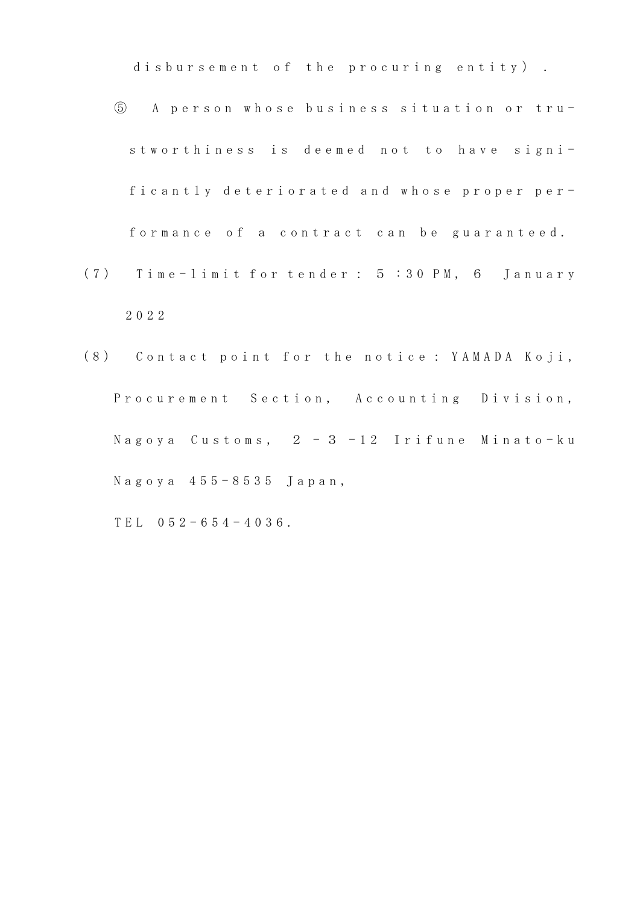disbursement of the procuring entity).

⑤ A person whose business situation or trustworthiness is deemed not to have significantly deteriorated and whose proper performance of a contract can be guaranteed.

(7) Time-limit for tender: 5:30 PM, 6 January 2022

(8) Contact point for the notice: YAMADA Koji, Procurement Section, Accounting Division, Nagoya Customs, 2-3-12 Irifune Minato-ku Nagoya 455-8535 Japan,

TEL 052-654-4036.